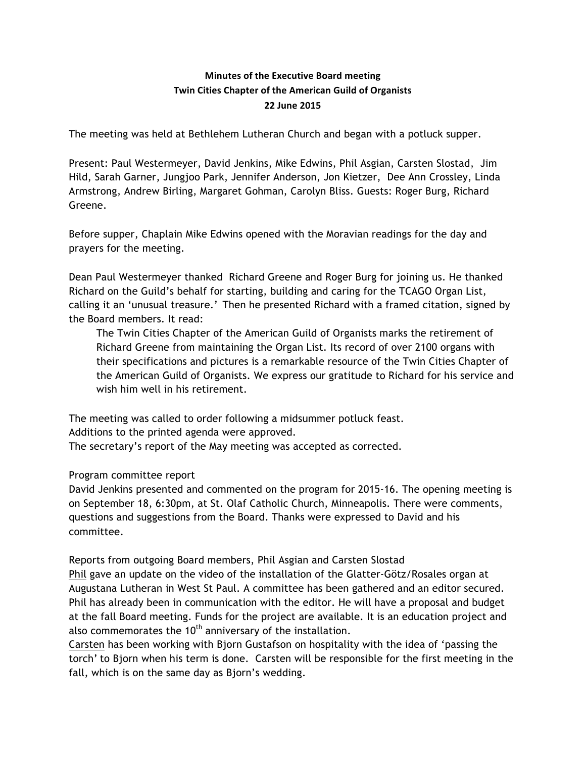**Minutes of the Executive Board meeting**
**Twin Cities Chapter of the American Guild of Organists**
**22 June 2015**

The meeting was held at Bethlehem Lutheran Church and began with a potluck supper.

Present: Paul Westermeyer, David Jenkins, Mike Edwins, Phil Asgian, Carsten Slostad, Jim Hild, Sarah Garner, Jungjoo Park, Jennifer Anderson, Jon Kietzer, Dee Ann Crossley, Linda Armstrong, Andrew Birling, Margaret Gohman, Carolyn Bliss. Guests: Roger Burg, Richard Greene.

Before supper, Chaplain Mike Edwins opened with the Moravian readings for the day and prayers for the meeting.

Dean Paul Westermeyer thanked Richard Greene and Roger Burg for joining us. He thanked Richard on the Guild's behalf for starting, building and caring for the TCAGO Organ List, calling it an 'unusual treasure.' Then he presented Richard with a framed citation, signed by the Board members. It read:

> The Twin Cities Chapter of the American Guild of Organists marks the retirement of Richard Greene from maintaining the Organ List. Its record of over 2100 organs with their specifications and pictures is a remarkable resource of the Twin Cities Chapter of the American Guild of Organists. We express our gratitude to Richard for his service and wish him well in his retirement.

The meeting was called to order following a midsummer potluck feast.
Additions to the printed agenda were approved.
The secretary's report of the May meeting was accepted as corrected.

Program committee report
David Jenkins presented and commented on the program for 2015-16. The opening meeting is on September 18, 6:30pm, at St. Olaf Catholic Church, Minneapolis. There were comments, questions and suggestions from the Board. Thanks were expressed to David and his committee.

Reports from outgoing Board members, Phil Asgian and Carsten Slostad
Phil gave an update on the video of the installation of the Glatter-Götz/Rosales organ at Augustana Lutheran in West St Paul. A committee has been gathered and an editor secured. Phil has already been in communication with the editor. He will have a proposal and budget at the fall Board meeting. Funds for the project are available. It is an education project and also commemorates the 10th anniversary of the installation.
Carsten has been working with Bjorn Gustafson on hospitality with the idea of 'passing the torch' to Bjorn when his term is done. Carsten will be responsible for the first meeting in the fall, which is on the same day as Bjorn's wedding.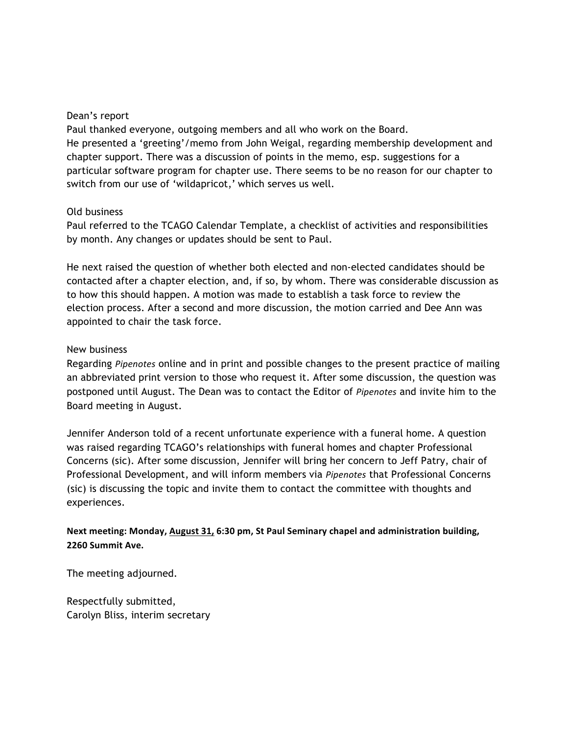Dean's report

Paul thanked everyone, outgoing members and all who work on the Board.
He presented a 'greeting'/memo from John Weigal, regarding membership development and chapter support. There was a discussion of points in the memo, esp. suggestions for a particular software program for chapter use. There seems to be no reason for our chapter to switch from our use of 'wildapricot,' which serves us well.

Old business

Paul referred to the TCAGO Calendar Template, a checklist of activities and responsibilities by month. Any changes or updates should be sent to Paul.

He next raised the question of whether both elected and non-elected candidates should be contacted after a chapter election, and, if so, by whom. There was considerable discussion as to how this should happen. A motion was made to establish a task force to review the election process. After a second and more discussion, the motion carried and Dee Ann was appointed to chair the task force.

New business

Regarding *Pipenotes* online and in print and possible changes to the present practice of mailing an abbreviated print version to those who request it. After some discussion, the question was postponed until August. The Dean was to contact the Editor of *Pipenotes* and invite him to the Board meeting in August.

Jennifer Anderson told of a recent unfortunate experience with a funeral home. A question was raised regarding TCAGO's relationships with funeral homes and chapter Professional Concerns (sic). After some discussion, Jennifer will bring her concern to Jeff Patry, chair of Professional Development, and will inform members via *Pipenotes* that Professional Concerns (sic) is discussing the topic and invite them to contact the committee with thoughts and experiences.

**Next meeting: Monday, <u>August 31,</u> 6:30 pm, St Paul Seminary chapel and administration building, 2260 Summit Ave.**

The meeting adjourned.

Respectfully submitted,
Carolyn Bliss, interim secretary